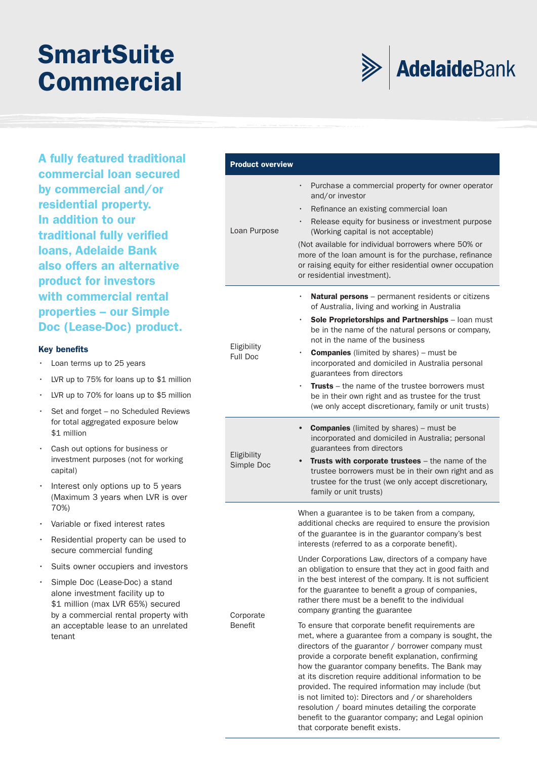# SmartSuite Commercial

AdelaideBank

**A fully featured traditional commercial loan secured by commercial and/or residential property. In addition to our traditional fully verified loans, Adelaide Bank also offers an alternative product for investors with commercial rental properties – our Simple Doc (Lease-Doc) product.**

### Key benefits

- Loan terms up to 25 years
- LVR up to 75% for loans up to $1 million
- LVR up to 70% for loans up to $5 million
- Set and forget – no Scheduled Reviews for total aggregated exposure below $1 million
- Cash out options for business or investment purposes (not for working capital)
- Interest only options up to 5 years (Maximum 3 years when LVR is over 70%)
- Variable or fixed interest rates
- Residential property can be used to secure commercial funding
- Suits owner occupiers and investors
- Simple Doc (Lease-Doc) a stand alone investment facility up to $1 million (max LVR 65%) secured by a commercial rental property with an acceptable lease to an unrelated tenant

| Product overview | |
|---|---|
| Loan Purpose | • Purchase a commercial property for owner operator and/or investor<br>• Refinance an existing commercial loan<br>• Release equity for business or investment purpose (Working capital is not acceptable)<br>(Not available for individual borrowers where 50% or more of the loan amount is for the purchase, refinance or raising equity for either residential owner occupation or residential investment). |
| Eligibility Full Doc | • **Natural persons** – permanent residents or citizens of Australia, living and working in Australia<br>• **Sole Proprietorships and Partnerships** – loan must be in the name of the natural persons or company, not in the name of the business<br>• **Companies** (limited by shares) – must be incorporated and domiciled in Australia personal guarantees from directors<br>• **Trusts** – the name of the trustee borrowers must be in their own right and as trustee for the trust (we only accept discretionary, family or unit trusts) |
| Eligibility Simple Doc | • **Companies** (limited by shares) – must be incorporated and domiciled in Australia; personal guarantees from directors<br>• **Trusts with corporate trustees** – the name of the trustee borrowers must be in their own right and as trustee for the trust (we only accept discretionary, family or unit trusts) |
| Corporate Benefit | When a guarantee is to be taken from a company, additional checks are required to ensure the provision of the guarantee is in the guarantor company's best interests (referred to as a corporate benefit).<br><br>Under Corporations Law, directors of a company have an obligation to ensure that they act in good faith and in the best interest of the company. It is not sufficient for the guarantee to benefit a group of companies, rather there must be a benefit to the individual company granting the guarantee<br><br>To ensure that corporate benefit requirements are met, where a guarantee from a company is sought, the directors of the guarantor / borrower company must provide a corporate benefit explanation, confirming how the guarantor company benefits. The Bank may at its discretion require additional information to be provided. The required information may include (but is not limited to): Directors and / or shareholders resolution / board minutes detailing the corporate benefit to the guarantor company; and Legal opinion that corporate benefit exists. |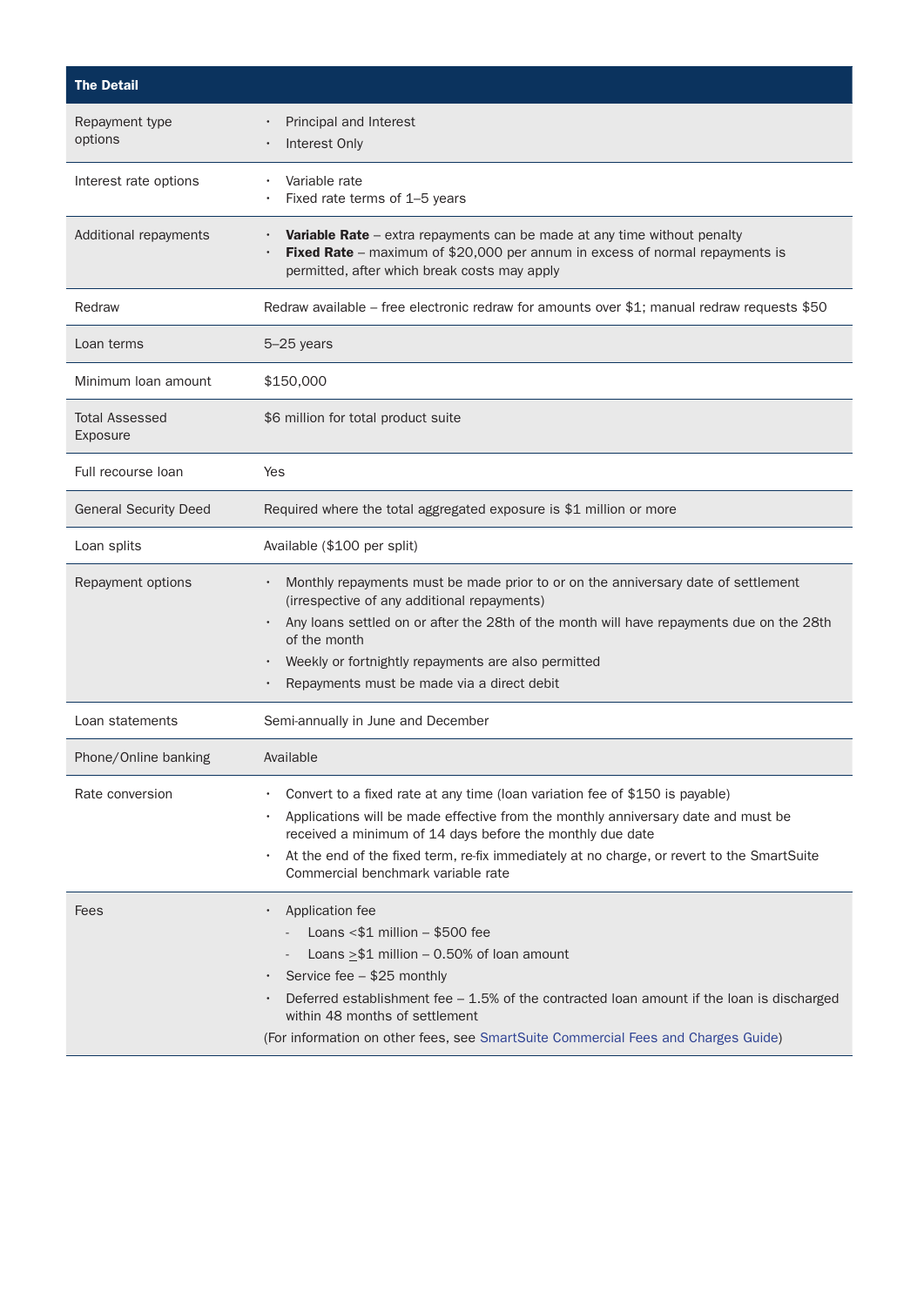| The Detail | |
|---|---|
| Repayment type options | • Principal and Interest<br>• Interest Only |
| Interest rate options | • Variable rate<br>• Fixed rate terms of 1–5 years |
| Additional repayments | • **Variable Rate** – extra repayments can be made at any time without penalty<br>• **Fixed Rate** – maximum of $20,000 per annum in excess of normal repayments is permitted, after which break costs may apply |
| Redraw | Redraw available – free electronic redraw for amounts over $1; manual redraw requests $50 |
| Loan terms | 5–25 years |
| Minimum loan amount | $150,000 |
| Total Assessed Exposure | $6 million for total product suite |
| Full recourse loan | Yes |
| General Security Deed | Required where the total aggregated exposure is $1 million or more |
| Loan splits | Available ($100 per split) |
| Repayment options | • Monthly repayments must be made prior to or on the anniversary date of settlement (irrespective of any additional repayments)<br>• Any loans settled on or after the 28th of the month will have repayments due on the 28th of the month<br>• Weekly or fortnightly repayments are also permitted<br>• Repayments must be made via a direct debit |
| Loan statements | Semi-annually in June and December |
| Phone/Online banking | Available |
| Rate conversion | • Convert to a fixed rate at any time (loan variation fee of $150 is payable)<br>• Applications will be made effective from the monthly anniversary date and must be received a minimum of 14 days before the monthly due date<br>• At the end of the fixed term, re-fix immediately at no charge, or revert to the SmartSuite Commercial benchmark variable rate |
| Fees | • Application fee<br>  - Loans <$1 million – $500 fee<br>  - Loans ≥$1 million – 0.50% of loan amount<br>• Service fee – $25 monthly<br>• Deferred establishment fee – 1.5% of the contracted loan amount if the loan is discharged within 48 months of settlement<br>(For information on other fees, see SmartSuite Commercial Fees and Charges Guide) |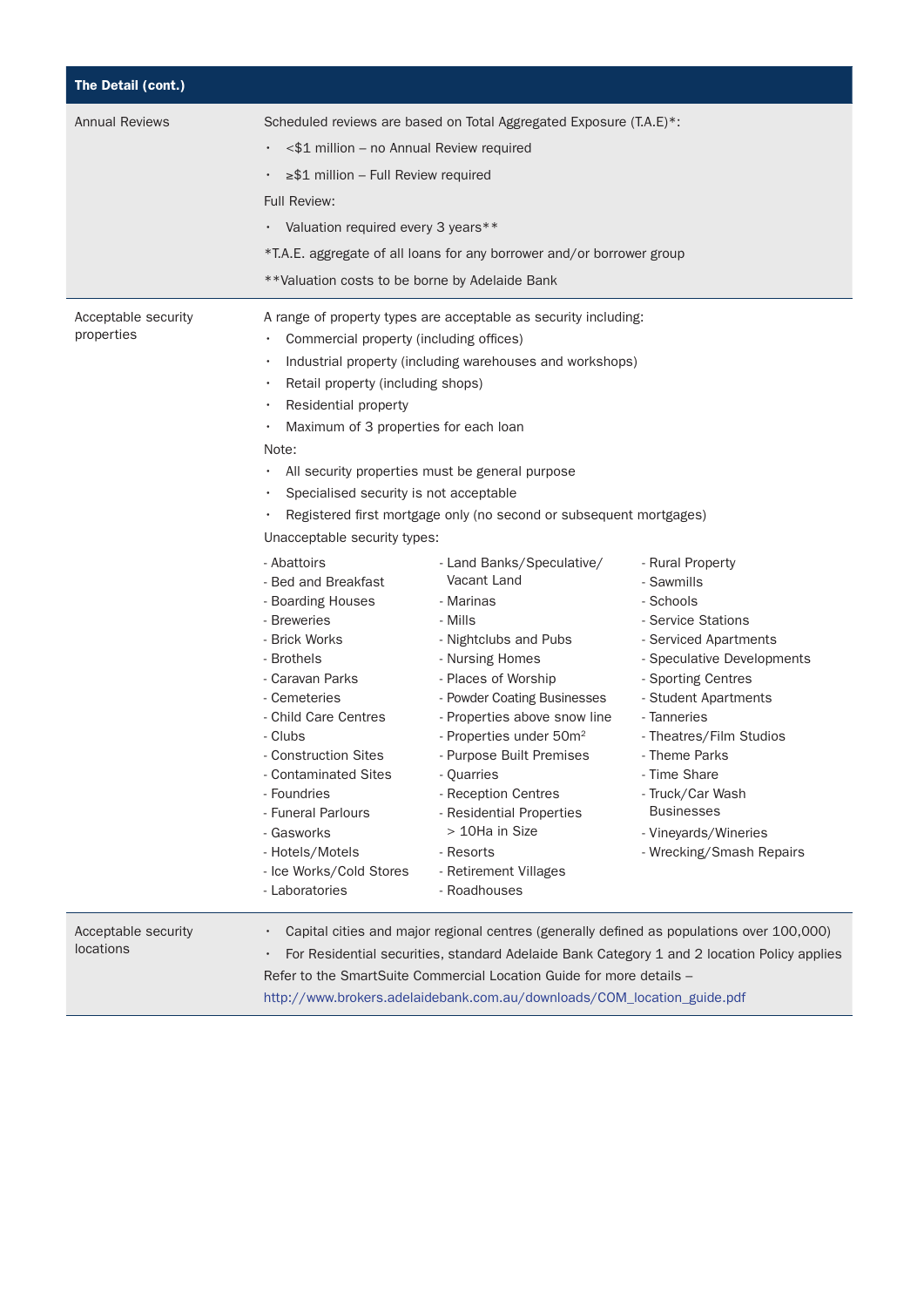| The Detail (cont.) | |
|---|---|
| Annual Reviews | Scheduled reviews are based on Total Aggregated Exposure (T.A.E)*:<br>• <$1 million – no Annual Review required<br>• ≥$1 million – Full Review required<br>Full Review:<br>• Valuation required every 3 years**<br>*T.A.E. aggregate of all loans for any borrower and/or borrower group<br>**Valuation costs to be borne by Adelaide Bank |
| Acceptable security properties | A range of property types are acceptable as security including:<br>• Commercial property (including offices)<br>• Industrial property (including warehouses and workshops)<br>• Retail property (including shops)<br>• Residential property<br>• Maximum of 3 properties for each loan<br>Note:<br>• All security properties must be general purpose<br>• Specialised security is not acceptable<br>• Registered first mortgage only (no second or subsequent mortgages)<br>Unacceptable security types:<br>- Abattoirs<br>- Bed and Breakfast<br>- Boarding Houses<br>- Breweries<br>- Brick Works<br>- Brothels<br>- Caravan Parks<br>- Cemeteries<br>- Child Care Centres<br>- Clubs<br>- Construction Sites<br>- Contaminated Sites<br>- Foundries<br>- Funeral Parlours<br>- Gasworks<br>- Hotels/Motels<br>- Ice Works/Cold Stores<br>- Laboratories<br>- Land Banks/Speculative/ Vacant Land<br>- Marinas<br>- Mills<br>- Nightclubs and Pubs<br>- Nursing Homes<br>- Places of Worship<br>- Powder Coating Businesses<br>- Properties above snow line<br>- Properties under $50m^2$<br>- Purpose Built Premises<br>- Quarries<br>- Reception Centres<br>- Residential Properties > 10Ha in Size<br>- Resorts<br>- Retirement Villages<br>- Roadhouses<br>- Rural Property<br>- Sawmills<br>- Schools<br>- Service Stations<br>- Serviced Apartments<br>- Speculative Developments<br>- Sporting Centres<br>- Student Apartments<br>- Tanneries<br>- Theatres/Film Studios<br>- Theme Parks<br>- Time Share<br>- Truck/Car Wash Businesses<br>- Vineyards/Wineries<br>- Wrecking/Smash Repairs |
| Acceptable security locations | • Capital cities and major regional centres (generally defined as populations over 100,000)<br>• For Residential securities, standard Adelaide Bank Category 1 and 2 location Policy applies<br>Refer to the SmartSuite Commercial Location Guide for more details – http://www.brokers.adelaidebank.com.au/downloads/COM_location_guide.pdf |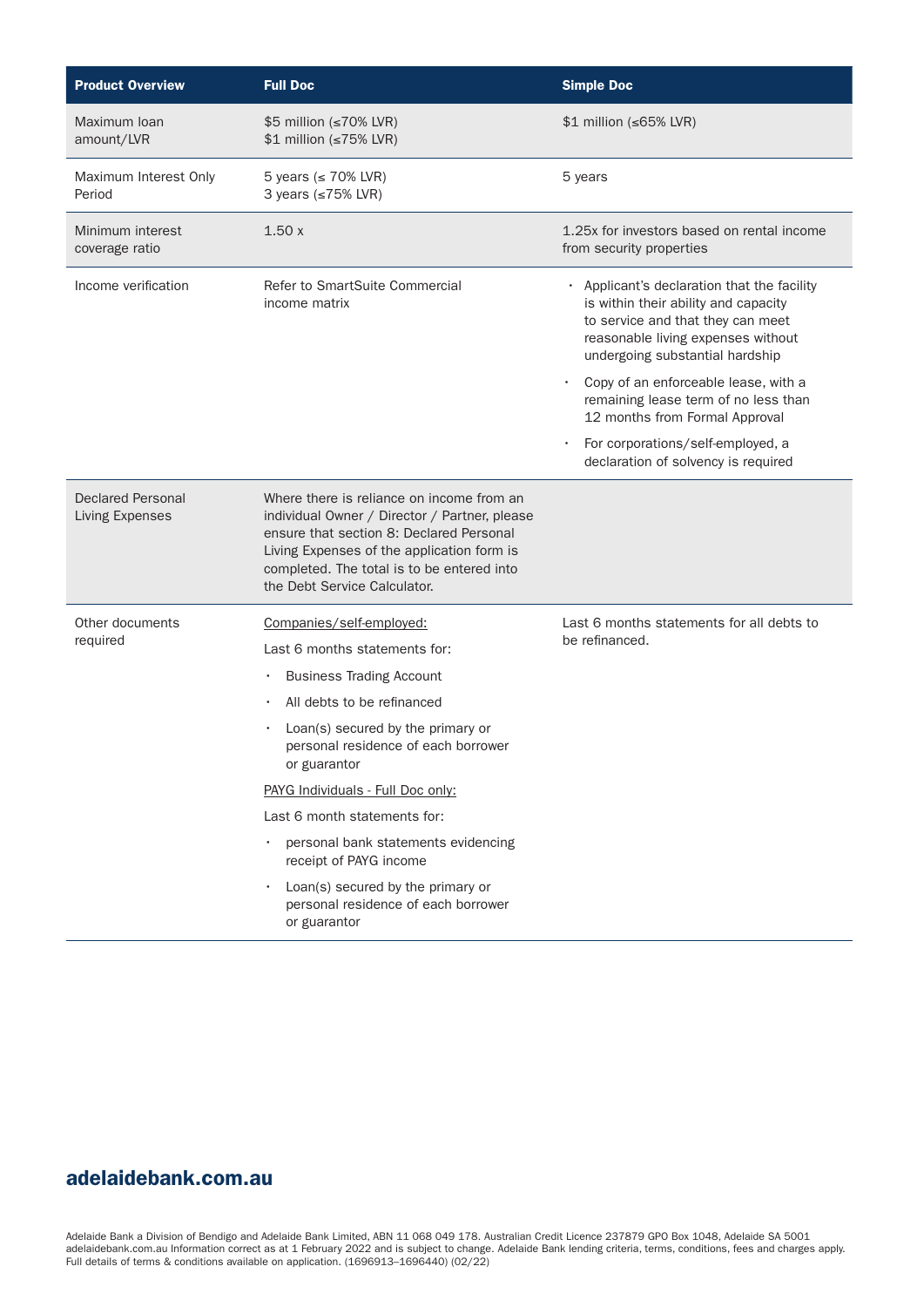| Product Overview | Full Doc | Simple Doc |
|---|---|---|
| Maximum loan amount/LVR | $5 million (≤70% LVR)<br>$1 million (≤75% LVR) | $1 million (≤65% LVR) |
| Maximum Interest Only Period | 5 years (≤ 70% LVR)<br>3 years (≤75% LVR) | 5 years |
| Minimum interest coverage ratio | 1.50 x | 1.25x for investors based on rental income from security properties |
| Income verification | Refer to SmartSuite Commercial income matrix | • Applicant's declaration that the facility is within their ability and capacity to service and that they can meet reasonable living expenses without undergoing substantial hardship<br>• Copy of an enforceable lease, with a remaining lease term of no less than 12 months from Formal Approval<br>• For corporations/self-employed, a declaration of solvency is required |
| Declared Personal Living Expenses | Where there is reliance on income from an individual Owner / Director / Partner, please ensure that section 8: Declared Personal Living Expenses of the application form is completed. The total is to be entered into the Debt Service Calculator. | |
| Other documents required | Companies/self-employed:<br>Last 6 months statements for:<br>• Business Trading Account<br>• All debts to be refinanced<br>• Loan(s) secured by the primary or personal residence of each borrower or guarantor<br>PAYG Individuals - Full Doc only:<br>Last 6 month statements for:<br>• personal bank statements evidencing receipt of PAYG income<br>• Loan(s) secured by the primary or personal residence of each borrower or guarantor | Last 6 months statements for all debts to be refinanced. |

**adelaidebank.com.au**

Adelaide Bank a Division of Bendigo and Adelaide Bank Limited, ABN 11 068 049 178. Australian Credit Licence 237879 GPO Box 1048, Adelaide SA 5001 adelaidebank.com.au Information correct as at 1 February 2022 and is subject to change. Adelaide Bank lending criteria, terms, conditions, fees and charges apply. Full details of terms & conditions available on application. (1696913–1696440) (02/22)